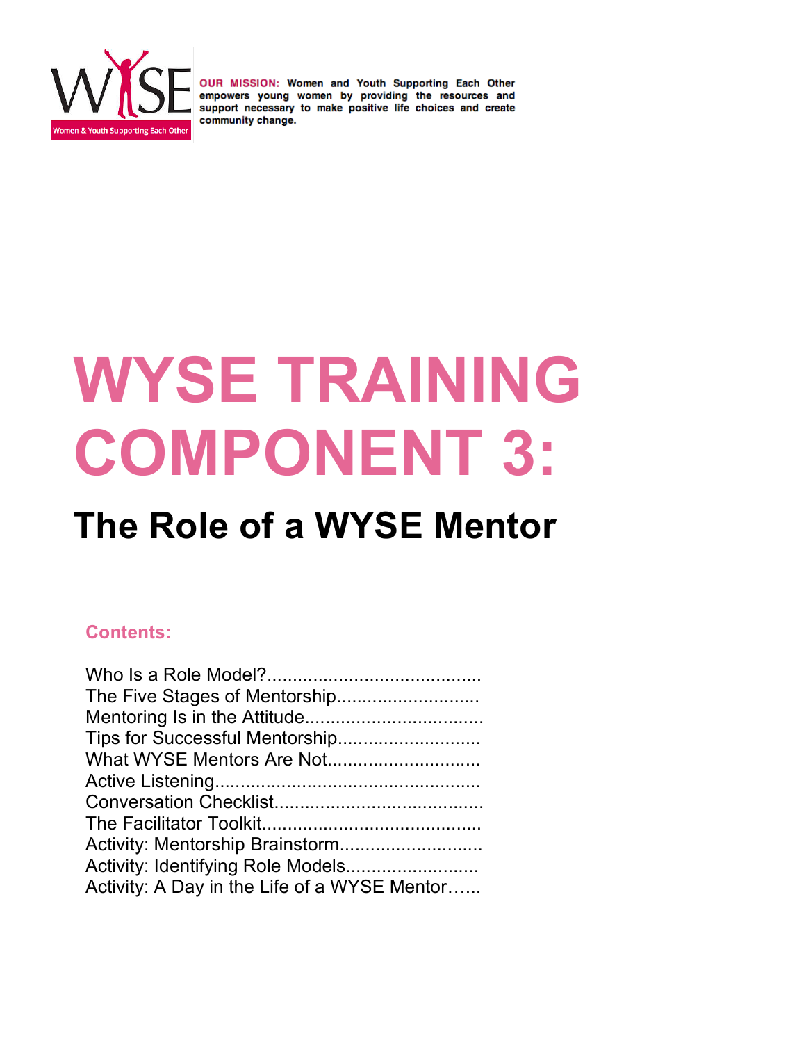WYSE

Women & Youth Supporting Each Other

**OUR MISSION:** **Women and Youth Supporting Each Other empowers young women by providing the resources and support necessary to make positive life choices and create community change.**

# WYSE TRAINING COMPONENT 3:

## The Role of a WYSE Mentor

### Contents:

Who Is a Role Model?.........................................
The Five Stages of Mentorship............................
Mentoring Is in the Attitude...................................
Tips for Successful Mentorship............................
What WYSE Mentors Are Not.............................
Active Listening...................................................
Conversation Checklist........................................
The Facilitator Toolkit..........................................
Activity: Mentorship Brainstorm...........................
Activity: Identifying Role Models..........................
Activity: A Day in the Life of a WYSE Mentor…...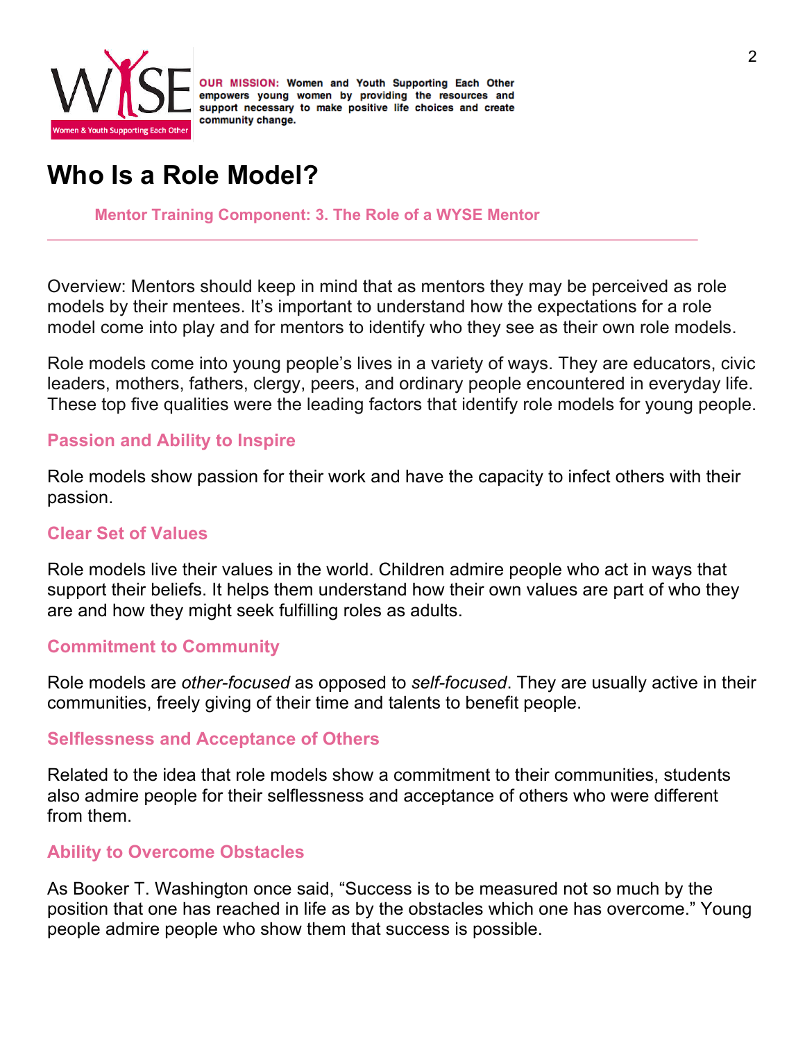OUR MISSION: Women and Youth Supporting Each Other empowers young women by providing the resources and support necessary to make positive life choices and create community change.

# Who Is a Role Model?

**Mentor Training Component: 3. The Role of a WYSE Mentor**

---

Overview: Mentors should keep in mind that as mentors they may be perceived as role models by their mentees. It's important to understand how the expectations for a role model come into play and for mentors to identify who they see as their own role models.

Role models come into young people's lives in a variety of ways. They are educators, civic leaders, mothers, fathers, clergy, peers, and ordinary people encountered in everyday life. These top five qualities were the leading factors that identify role models for young people.

### Passion and Ability to Inspire

Role models show passion for their work and have the capacity to infect others with their passion.

### Clear Set of Values

Role models live their values in the world. Children admire people who act in ways that support their beliefs. It helps them understand how their own values are part of who they are and how they might seek fulfilling roles as adults.

### Commitment to Community

Role models are *other-focused* as opposed to *self-focused*. They are usually active in their communities, freely giving of their time and talents to benefit people.

### Selflessness and Acceptance of Others

Related to the idea that role models show a commitment to their communities, students also admire people for their selflessness and acceptance of others who were different from them.

### Ability to Overcome Obstacles

As Booker T. Washington once said, "Success is to be measured not so much by the position that one has reached in life as by the obstacles which one has overcome." Young people admire people who show them that success is possible.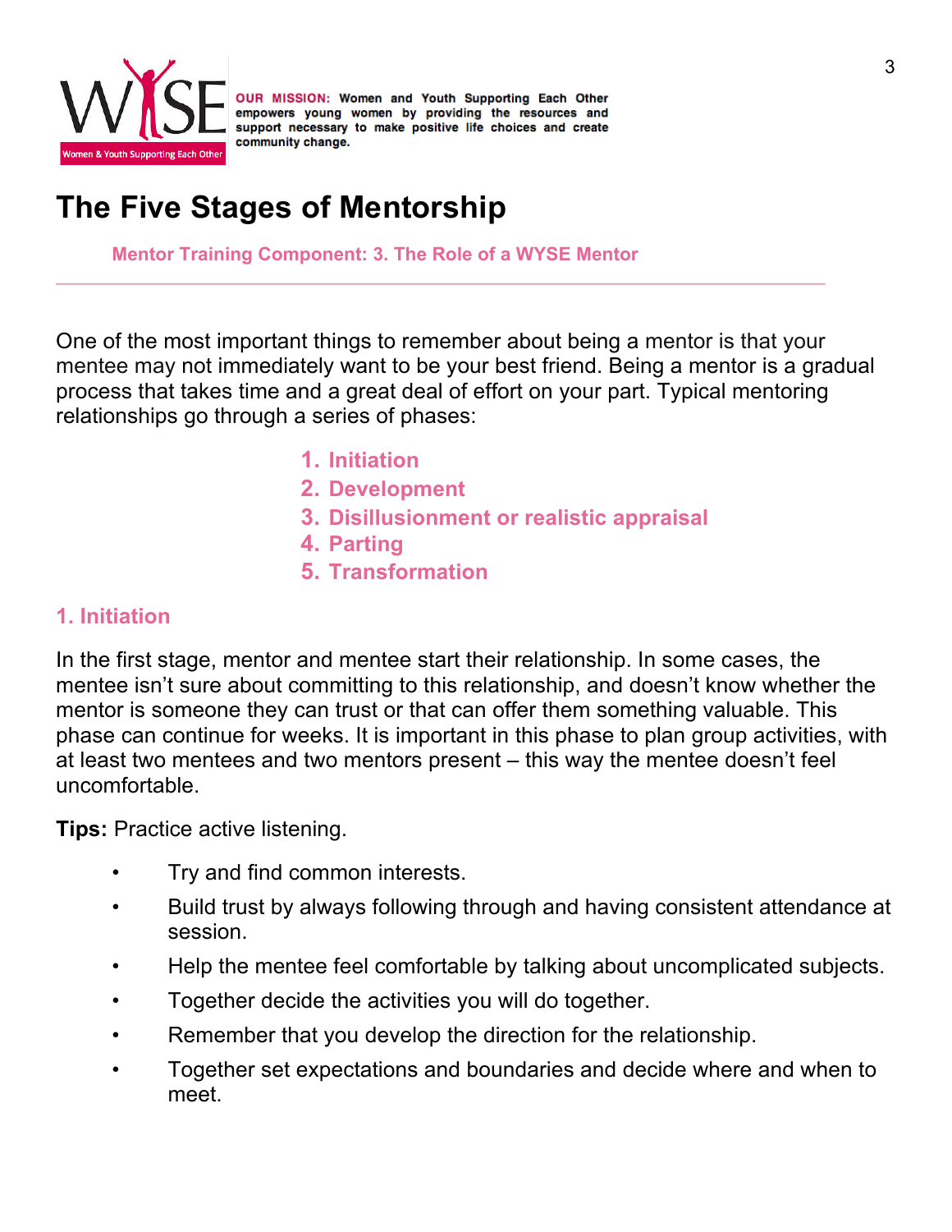**OUR MISSION:** Women and Youth Supporting Each Other empowers young women by providing the resources and support necessary to make positive life choices and create community change.

# The Five Stages of Mentorship

**Mentor Training Component: 3. The Role of a WYSE Mentor**

One of the most important things to remember about being a mentor is that your mentee may not immediately want to be your best friend. Being a mentor is a gradual process that takes time and a great deal of effort on your part. Typical mentoring relationships go through a series of phases:

1. **Initiation**
2. **Development**
3. **Disillusionment or realistic appraisal**
4. **Parting**
5. **Transformation**

## 1. Initiation

In the first stage, mentor and mentee start their relationship. In some cases, the mentee isn't sure about committing to this relationship, and doesn't know whether the mentor is someone they can trust or that can offer them something valuable. This phase can continue for weeks. It is important in this phase to plan group activities, with at least two mentees and two mentors present – this way the mentee doesn't feel uncomfortable.

**Tips:** Practice active listening.

- Try and find common interests.
- Build trust by always following through and having consistent attendance at session.
- Help the mentee feel comfortable by talking about uncomplicated subjects.
- Together decide the activities you will do together.
- Remember that you develop the direction for the relationship.
- Together set expectations and boundaries and decide where and when to meet.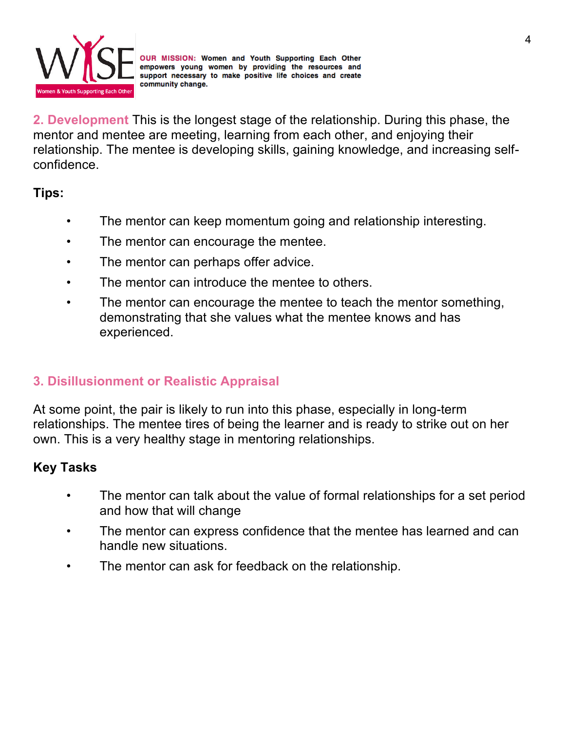**2. Development** This is the longest stage of the relationship. During this phase, the mentor and mentee are meeting, learning from each other, and enjoying their relationship. The mentee is developing skills, gaining knowledge, and increasing self-confidence.

**Tips:**

- The mentor can keep momentum going and relationship interesting.
- The mentor can encourage the mentee.
- The mentor can perhaps offer advice.
- The mentor can introduce the mentee to others.
- The mentor can encourage the mentee to teach the mentor something, demonstrating that she values what the mentee knows and has experienced.

## 3. Disillusionment or Realistic Appraisal

At some point, the pair is likely to run into this phase, especially in long-term relationships. The mentee tires of being the learner and is ready to strike out on her own. This is a very healthy stage in mentoring relationships.

**Key Tasks**

- The mentor can talk about the value of formal relationships for a set period and how that will change
- The mentor can express confidence that the mentee has learned and can handle new situations.
- The mentor can ask for feedback on the relationship.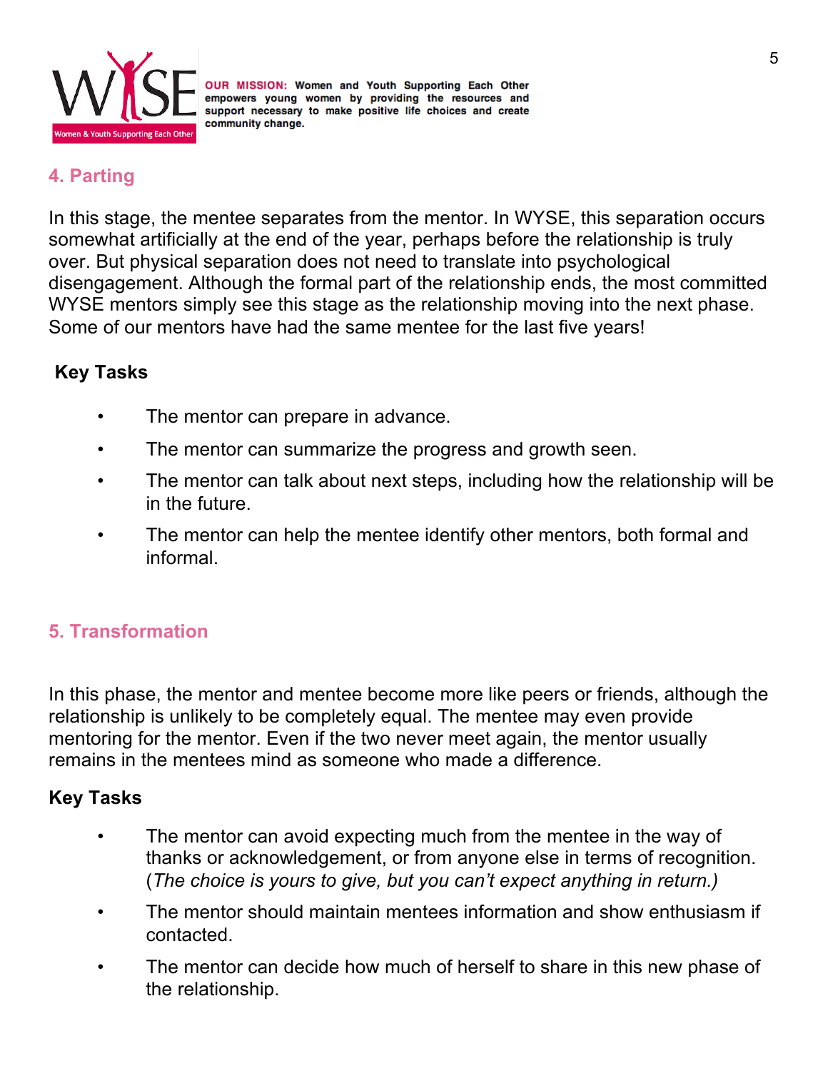OUR MISSION: Women and Youth Supporting Each Other empowers young women by providing the resources and support necessary to make positive life choices and create community change.

## 4. Parting

In this stage, the mentee separates from the mentor. In WYSE, this separation occurs somewhat artificially at the end of the year, perhaps before the relationship is truly over. But physical separation does not need to translate into psychological disengagement. Although the formal part of the relationship ends, the most committed WYSE mentors simply see this stage as the relationship moving into the next phase. Some of our mentors have had the same mentee for the last five years!

**Key Tasks**

- The mentor can prepare in advance.
- The mentor can summarize the progress and growth seen.
- The mentor can talk about next steps, including how the relationship will be in the future.
- The mentor can help the mentee identify other mentors, both formal and informal.

## 5. Transformation

In this phase, the mentor and mentee become more like peers or friends, although the relationship is unlikely to be completely equal. The mentee may even provide mentoring for the mentor. Even if the two never meet again, the mentor usually remains in the mentees mind as someone who made a difference.

**Key Tasks**

- The mentor can avoid expecting much from the mentee in the way of thanks or acknowledgement, or from anyone else in terms of recognition. (*The choice is yours to give, but you can't expect anything in return.)*
- The mentor should maintain mentees information and show enthusiasm if contacted.
- The mentor can decide how much of herself to share in this new phase of the relationship.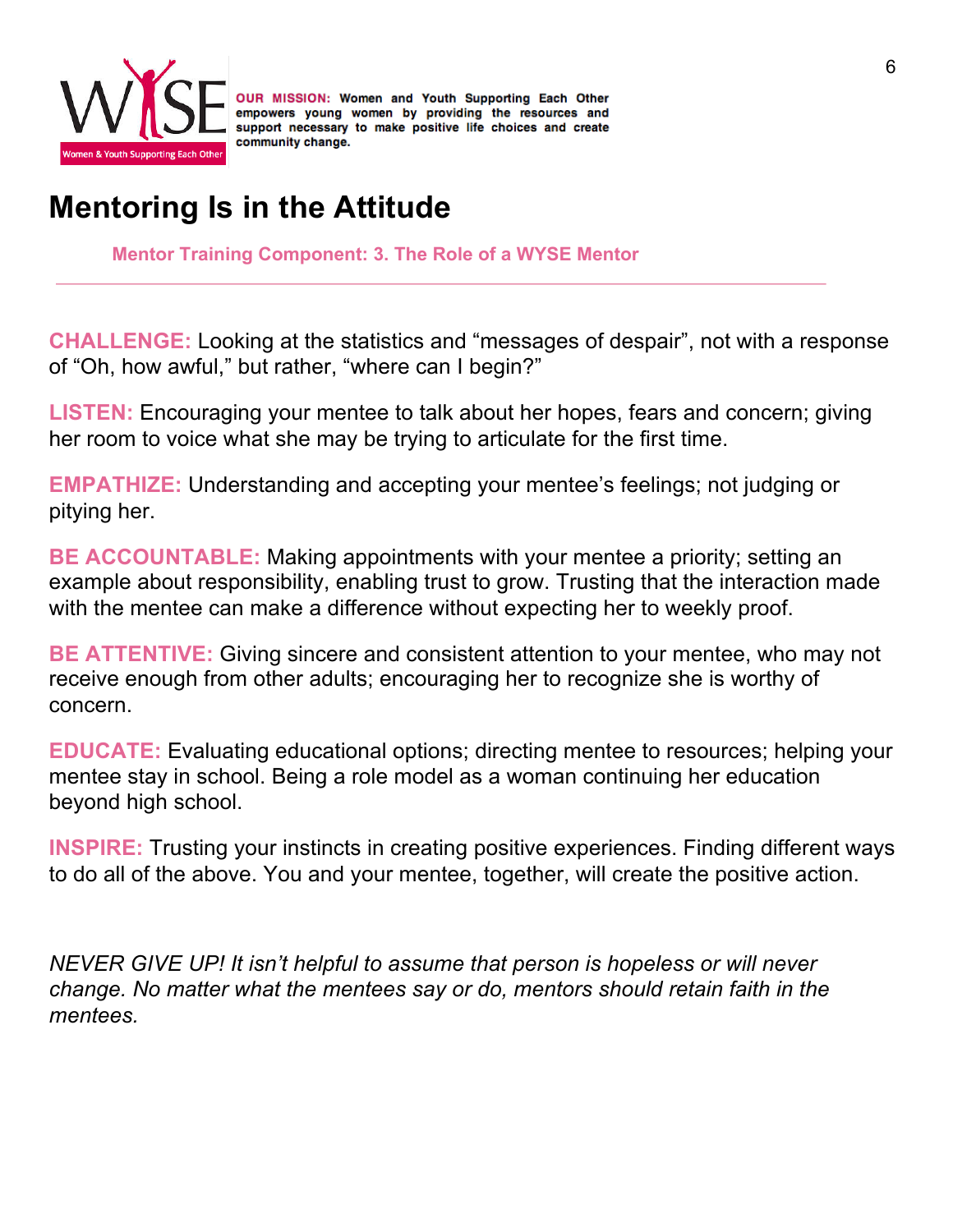**OUR MISSION:** Women and Youth Supporting Each Other empowers young women by providing the resources and support necessary to make positive life choices and create community change.

# Mentoring Is in the Attitude

**Mentor Training Component: 3. The Role of a WYSE Mentor**

---

**CHALLENGE:** Looking at the statistics and "messages of despair", not with a response of "Oh, how awful," but rather, "where can I begin?"

**LISTEN:** Encouraging your mentee to talk about her hopes, fears and concern; giving her room to voice what she may be trying to articulate for the first time.

**EMPATHIZE:** Understanding and accepting your mentee's feelings; not judging or pitying her.

**BE ACCOUNTABLE:** Making appointments with your mentee a priority; setting an example about responsibility, enabling trust to grow. Trusting that the interaction made with the mentee can make a difference without expecting her to weekly proof.

**BE ATTENTIVE:** Giving sincere and consistent attention to your mentee, who may not receive enough from other adults; encouraging her to recognize she is worthy of concern.

**EDUCATE:** Evaluating educational options; directing mentee to resources; helping your mentee stay in school. Being a role model as a woman continuing her education beyond high school.

**INSPIRE:** Trusting your instincts in creating positive experiences. Finding different ways to do all of the above. You and your mentee, together, will create the positive action.

*NEVER GIVE UP! It isn't helpful to assume that person is hopeless or will never change. No matter what the mentees say or do, mentors should retain faith in the mentees.*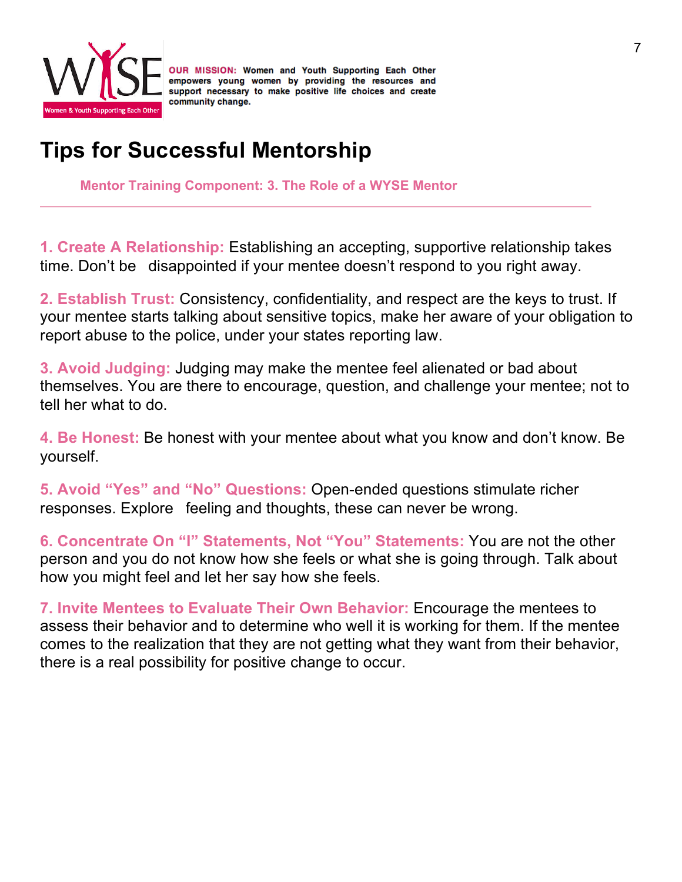**OUR MISSION:** Women and Youth Supporting Each Other empowers young women by providing the resources and support necessary to make positive life choices and create community change.

# Tips for Successful Mentorship

**Mentor Training Component: 3. The Role of a WYSE Mentor**

---

**1. Create A Relationship:** Establishing an accepting, supportive relationship takes time. Don't be disappointed if your mentee doesn't respond to you right away.

**2. Establish Trust:** Consistency, confidentiality, and respect are the keys to trust. If your mentee starts talking about sensitive topics, make her aware of your obligation to report abuse to the police, under your states reporting law.

**3. Avoid Judging:** Judging may make the mentee feel alienated or bad about themselves. You are there to encourage, question, and challenge your mentee; not to tell her what to do.

**4. Be Honest:** Be honest with your mentee about what you know and don't know. Be yourself.

**5. Avoid "Yes" and "No" Questions:** Open-ended questions stimulate richer responses. Explore feeling and thoughts, these can never be wrong.

**6. Concentrate On "I" Statements, Not "You" Statements:** You are not the other person and you do not know how she feels or what she is going through. Talk about how you might feel and let her say how she feels.

**7. Invite Mentees to Evaluate Their Own Behavior:** Encourage the mentees to assess their behavior and to determine who well it is working for them. If the mentee comes to the realization that they are not getting what they want from their behavior, there is a real possibility for positive change to occur.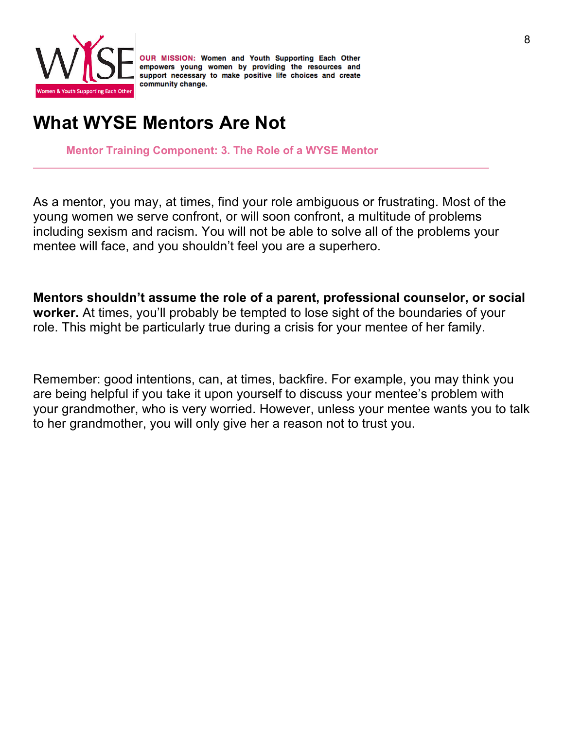OUR MISSION: Women and Youth Supporting Each Other empowers young women by providing the resources and support necessary to make positive life choices and create community change.

# What WYSE Mentors Are Not

**Mentor Training Component: 3. The Role of a WYSE Mentor**

---

As a mentor, you may, at times, find your role ambiguous or frustrating. Most of the young women we serve confront, or will soon confront, a multitude of problems including sexism and racism. You will not be able to solve all of the problems your mentee will face, and you shouldn't feel you are a superhero.

**Mentors shouldn't assume the role of a parent, professional counselor, or social worker.** At times, you'll probably be tempted to lose sight of the boundaries of your role. This might be particularly true during a crisis for your mentee of her family.

Remember: good intentions, can, at times, backfire. For example, you may think you are being helpful if you take it upon yourself to discuss your mentee's problem with your grandmother, who is very worried. However, unless your mentee wants you to talk to her grandmother, you will only give her a reason not to trust you.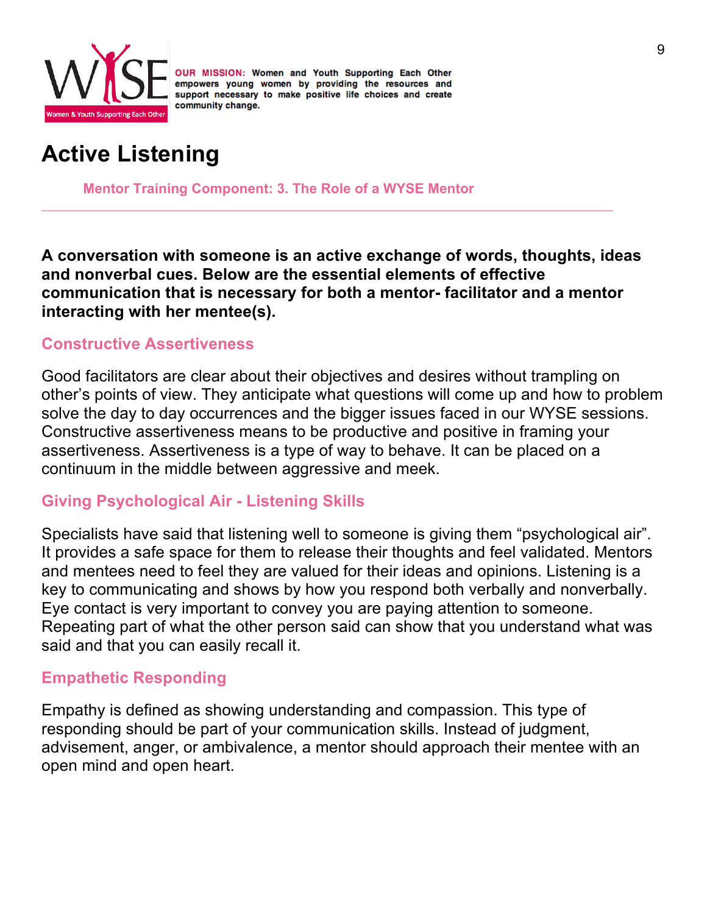OUR MISSION: Women and Youth Supporting Each Other empowers young women by providing the resources and support necessary to make positive life choices and create community change.

# Active Listening

**Mentor Training Component: 3. The Role of a WYSE Mentor**

---

**A conversation with someone is an active exchange of words, thoughts, ideas and nonverbal cues. Below are the essential elements of effective communication that is necessary for both a mentor- facilitator and a mentor interacting with her mentee(s).**

## Constructive Assertiveness

Good facilitators are clear about their objectives and desires without trampling on other's points of view. They anticipate what questions will come up and how to problem solve the day to day occurrences and the bigger issues faced in our WYSE sessions. Constructive assertiveness means to be productive and positive in framing your assertiveness. Assertiveness is a type of way to behave. It can be placed on a continuum in the middle between aggressive and meek.

## Giving Psychological Air - Listening Skills

Specialists have said that listening well to someone is giving them "psychological air". It provides a safe space for them to release their thoughts and feel validated. Mentors and mentees need to feel they are valued for their ideas and opinions. Listening is a key to communicating and shows by how you respond both verbally and nonverbally. Eye contact is very important to convey you are paying attention to someone. Repeating part of what the other person said can show that you understand what was said and that you can easily recall it.

## Empathetic Responding

Empathy is defined as showing understanding and compassion. This type of responding should be part of your communication skills. Instead of judgment, advisement, anger, or ambivalence, a mentor should approach their mentee with an open mind and open heart.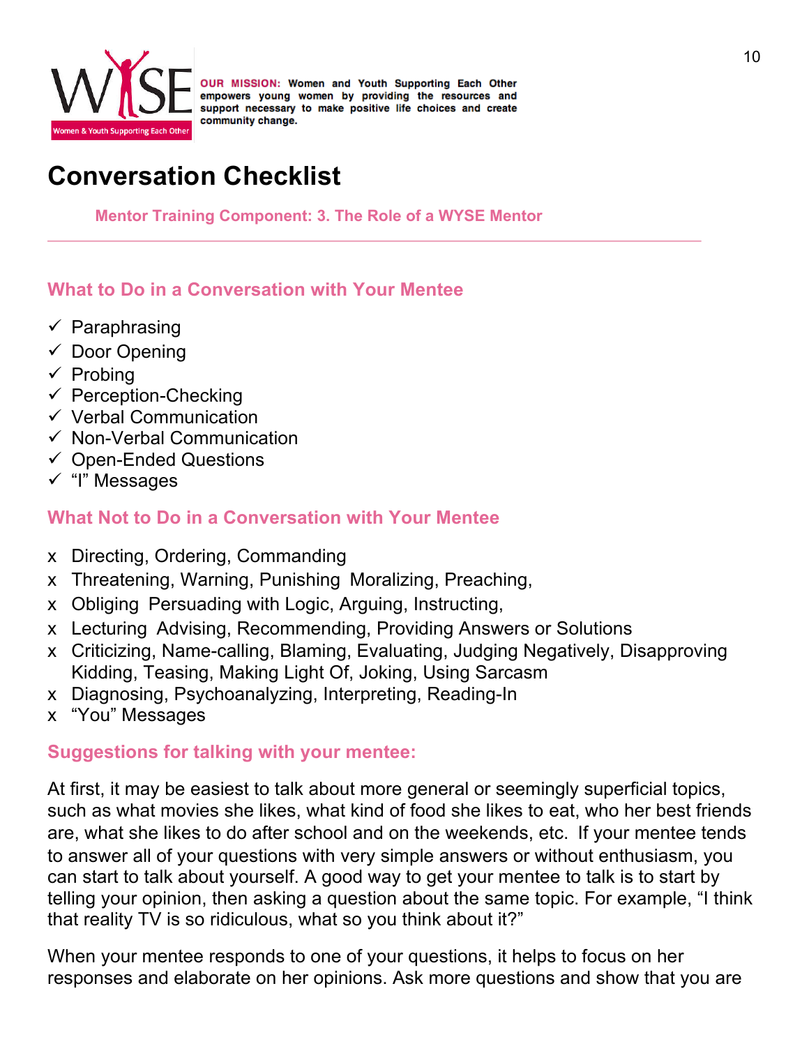**OUR MISSION:** Women and Youth Supporting Each Other empowers young women by providing the resources and support necessary to make positive life choices and create community change.

# Conversation Checklist

**Mentor Training Component: 3. The Role of a WYSE Mentor**

## What to Do in a Conversation with Your Mentee

- ✓ Paraphrasing
- ✓ Door Opening
- ✓ Probing
- ✓ Perception-Checking
- ✓ Verbal Communication
- ✓ Non-Verbal Communication
- ✓ Open-Ended Questions
- ✓ "I" Messages

## What Not to Do in a Conversation with Your Mentee

- x Directing, Ordering, Commanding
- x Threatening, Warning, Punishing Moralizing, Preaching,
- x Obliging Persuading with Logic, Arguing, Instructing,
- x Lecturing Advising, Recommending, Providing Answers or Solutions
- x Criticizing, Name-calling, Blaming, Evaluating, Judging Negatively, Disapproving Kidding, Teasing, Making Light Of, Joking, Using Sarcasm
- x Diagnosing, Psychoanalyzing, Interpreting, Reading-In
- x "You" Messages

## Suggestions for talking with your mentee:

At first, it may be easiest to talk about more general or seemingly superficial topics, such as what movies she likes, what kind of food she likes to eat, who her best friends are, what she likes to do after school and on the weekends, etc. If your mentee tends to answer all of your questions with very simple answers or without enthusiasm, you can start to talk about yourself. A good way to get your mentee to talk is to start by telling your opinion, then asking a question about the same topic. For example, "I think that reality TV is so ridiculous, what so you think about it?"

When your mentee responds to one of your questions, it helps to focus on her responses and elaborate on her opinions. Ask more questions and show that you are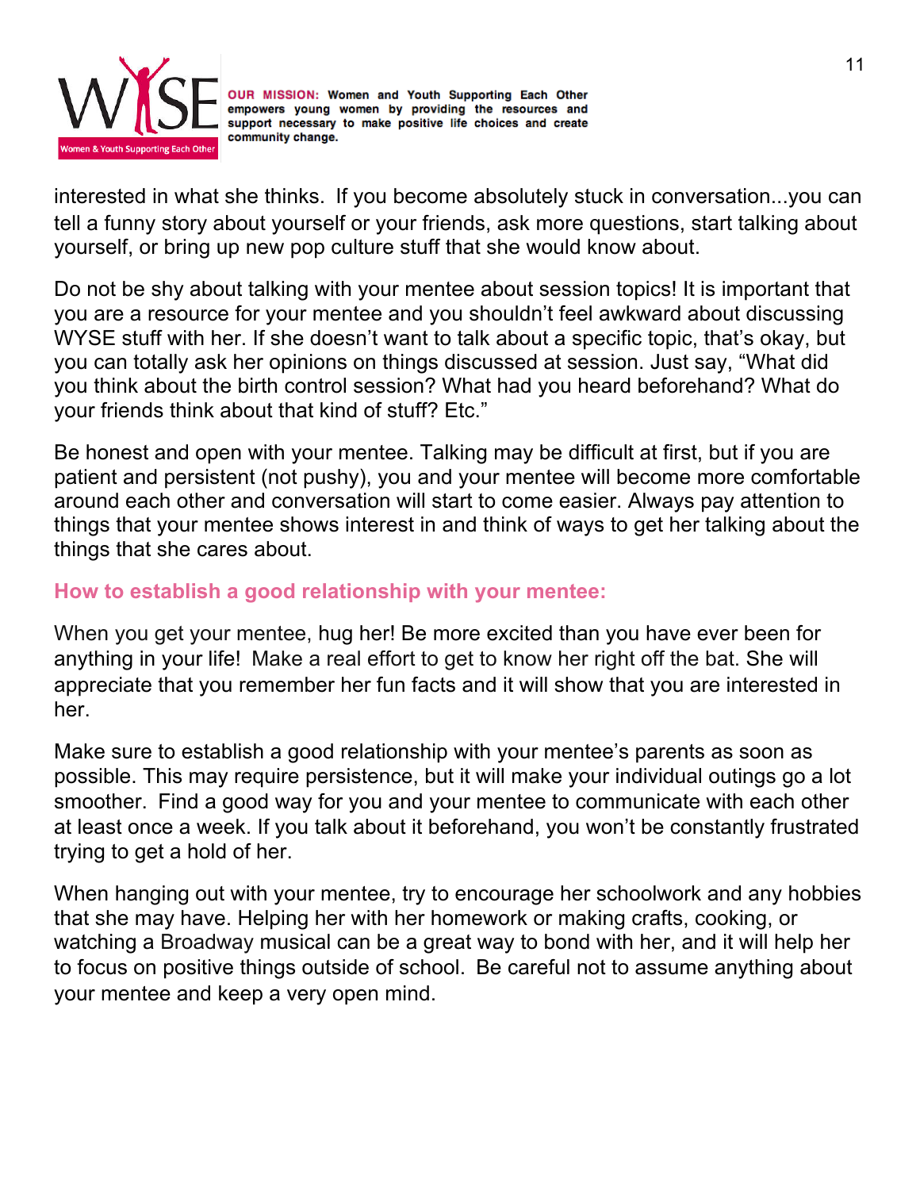interested in what she thinks. If you become absolutely stuck in conversation...you can tell a funny story about yourself or your friends, ask more questions, start talking about yourself, or bring up new pop culture stuff that she would know about.

Do not be shy about talking with your mentee about session topics! It is important that you are a resource for your mentee and you shouldn't feel awkward about discussing WYSE stuff with her. If she doesn't want to talk about a specific topic, that's okay, but you can totally ask her opinions on things discussed at session. Just say, "What did you think about the birth control session? What had you heard beforehand? What do your friends think about that kind of stuff? Etc."

Be honest and open with your mentee. Talking may be difficult at first, but if you are patient and persistent (not pushy), you and your mentee will become more comfortable around each other and conversation will start to come easier. Always pay attention to things that your mentee shows interest in and think of ways to get her talking about the things that she cares about.

## How to establish a good relationship with your mentee:

When you get your mentee, hug her! Be more excited than you have ever been for anything in your life! Make a real effort to get to know her right off the bat. She will appreciate that you remember her fun facts and it will show that you are interested in her.

Make sure to establish a good relationship with your mentee's parents as soon as possible. This may require persistence, but it will make your individual outings go a lot smoother. Find a good way for you and your mentee to communicate with each other at least once a week. If you talk about it beforehand, you won't be constantly frustrated trying to get a hold of her.

When hanging out with your mentee, try to encourage her schoolwork and any hobbies that she may have. Helping her with her homework or making crafts, cooking, or watching a Broadway musical can be a great way to bond with her, and it will help her to focus on positive things outside of school. Be careful not to assume anything about your mentee and keep a very open mind.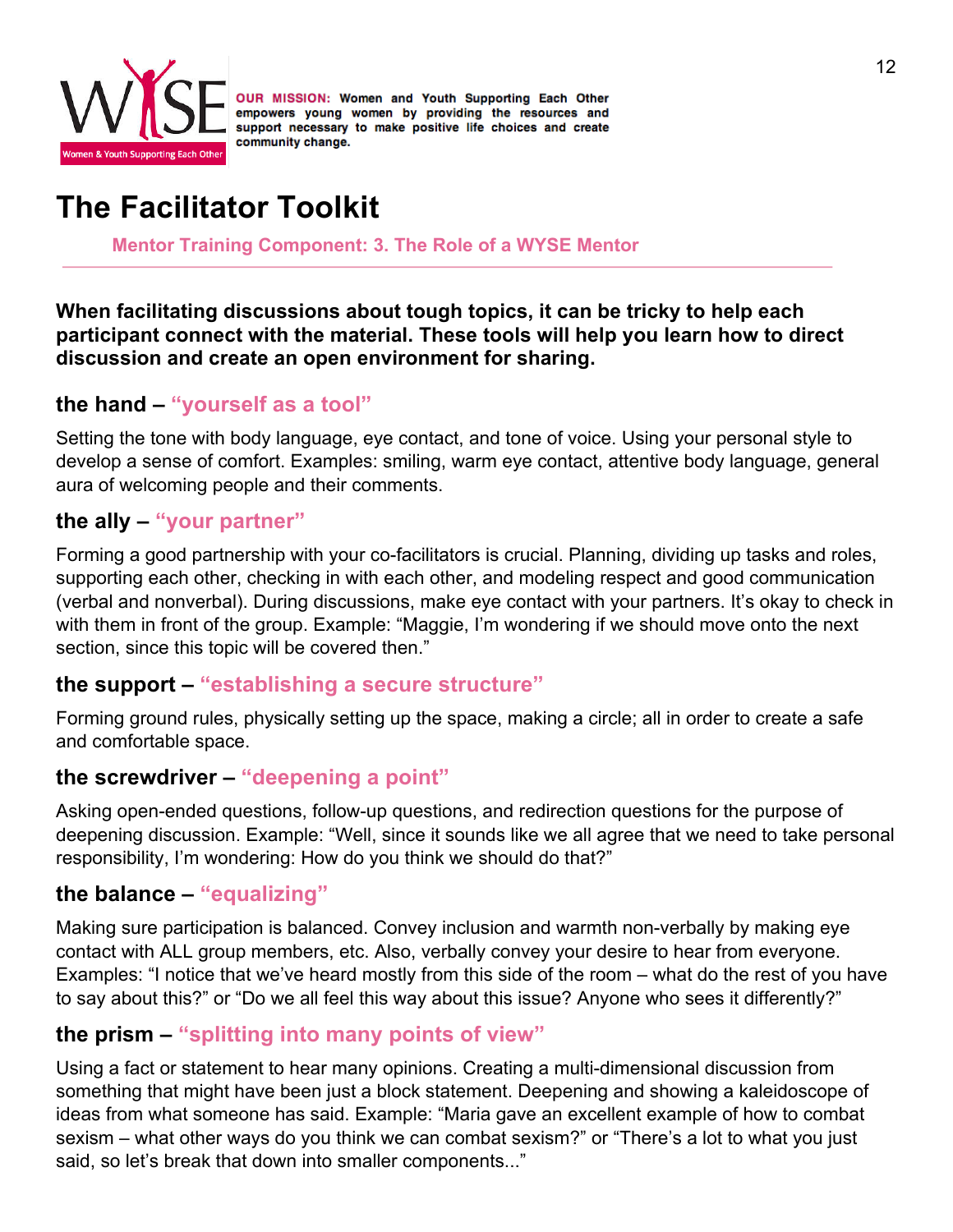WYSE — Women & Youth Supporting Each Other

**OUR MISSION:** Women and Youth Supporting Each Other empowers young women by providing the resources and support necessary to make positive life choices and create community change.

# The Facilitator Toolkit

**Mentor Training Component: 3. The Role of a WYSE Mentor**

---

**When facilitating discussions about tough topics, it can be tricky to help each participant connect with the material. These tools will help you learn how to direct discussion and create an open environment for sharing.**

### the hand – "yourself as a tool"

Setting the tone with body language, eye contact, and tone of voice. Using your personal style to develop a sense of comfort. Examples: smiling, warm eye contact, attentive body language, general aura of welcoming people and their comments.

### the ally – "your partner"

Forming a good partnership with your co-facilitators is crucial. Planning, dividing up tasks and roles, supporting each other, checking in with each other, and modeling respect and good communication (verbal and nonverbal). During discussions, make eye contact with your partners. It's okay to check in with them in front of the group. Example: "Maggie, I'm wondering if we should move onto the next section, since this topic will be covered then."

### the support – "establishing a secure structure"

Forming ground rules, physically setting up the space, making a circle; all in order to create a safe and comfortable space.

### the screwdriver – "deepening a point"

Asking open-ended questions, follow-up questions, and redirection questions for the purpose of deepening discussion. Example: "Well, since it sounds like we all agree that we need to take personal responsibility, I'm wondering: How do you think we should do that?"

### the balance – "equalizing"

Making sure participation is balanced. Convey inclusion and warmth non-verbally by making eye contact with ALL group members, etc. Also, verbally convey your desire to hear from everyone. Examples: "I notice that we've heard mostly from this side of the room – what do the rest of you have to say about this?" or "Do we all feel this way about this issue? Anyone who sees it differently?"

### the prism – "splitting into many points of view"

Using a fact or statement to hear many opinions. Creating a multi-dimensional discussion from something that might have been just a block statement. Deepening and showing a kaleidoscope of ideas from what someone has said. Example: "Maria gave an excellent example of how to combat sexism – what other ways do you think we can combat sexism?" or "There's a lot to what you just said, so let's break that down into smaller components..."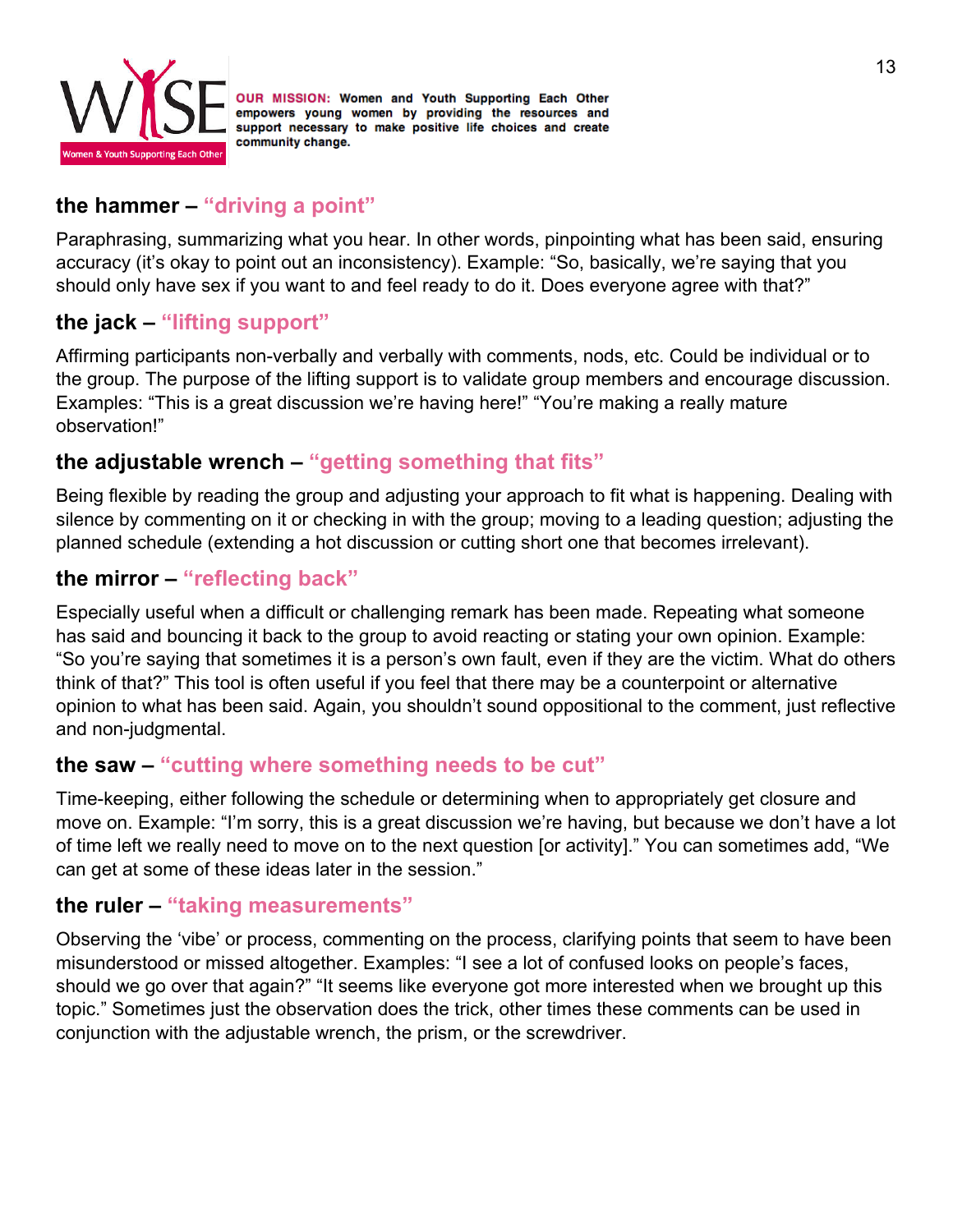**OUR MISSION:** Women and Youth Supporting Each Other empowers young women by providing the resources and support necessary to make positive life choices and create community change.

### the hammer – "driving a point"

Paraphrasing, summarizing what you hear. In other words, pinpointing what has been said, ensuring accuracy (it's okay to point out an inconsistency). Example: "So, basically, we're saying that you should only have sex if you want to and feel ready to do it. Does everyone agree with that?"

### the jack – "lifting support"

Affirming participants non-verbally and verbally with comments, nods, etc. Could be individual or to the group. The purpose of the lifting support is to validate group members and encourage discussion. Examples: "This is a great discussion we're having here!" "You're making a really mature observation!"

### the adjustable wrench – "getting something that fits"

Being flexible by reading the group and adjusting your approach to fit what is happening. Dealing with silence by commenting on it or checking in with the group; moving to a leading question; adjusting the planned schedule (extending a hot discussion or cutting short one that becomes irrelevant).

### the mirror – "reflecting back"

Especially useful when a difficult or challenging remark has been made. Repeating what someone has said and bouncing it back to the group to avoid reacting or stating your own opinion. Example: "So you're saying that sometimes it is a person's own fault, even if they are the victim. What do others think of that?" This tool is often useful if you feel that there may be a counterpoint or alternative opinion to what has been said. Again, you shouldn't sound oppositional to the comment, just reflective and non-judgmental.

### the saw – "cutting where something needs to be cut"

Time-keeping, either following the schedule or determining when to appropriately get closure and move on. Example: "I'm sorry, this is a great discussion we're having, but because we don't have a lot of time left we really need to move on to the next question [or activity]." You can sometimes add, "We can get at some of these ideas later in the session."

### the ruler – "taking measurements"

Observing the 'vibe' or process, commenting on the process, clarifying points that seem to have been misunderstood or missed altogether. Examples: "I see a lot of confused looks on people's faces, should we go over that again?" "It seems like everyone got more interested when we brought up this topic." Sometimes just the observation does the trick, other times these comments can be used in conjunction with the adjustable wrench, the prism, or the screwdriver.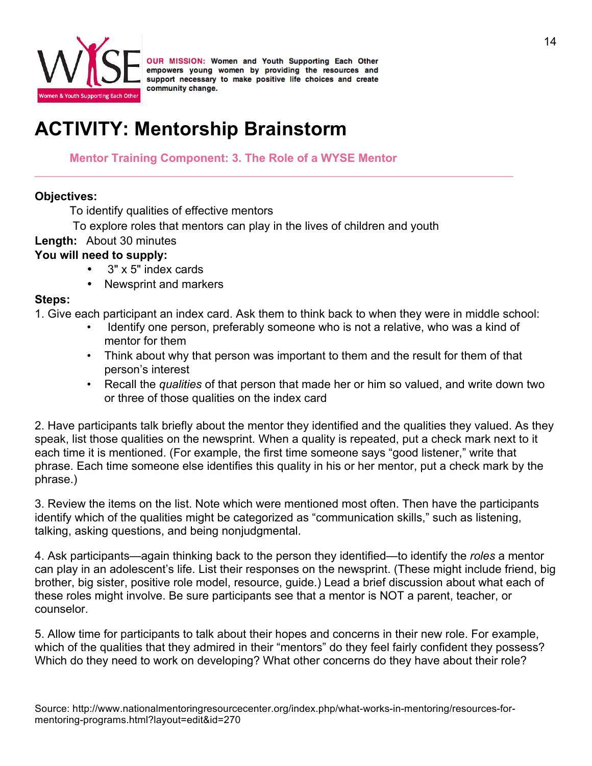**OUR MISSION:** Women and Youth Supporting Each Other empowers young women by providing the resources and support necessary to make positive life choices and create community change.

# ACTIVITY: Mentorship Brainstorm

**Mentor Training Component: 3. The Role of a WYSE Mentor**

**Objectives:**

To identify qualities of effective mentors

To explore roles that mentors can play in the lives of children and youth

**Length:** About 30 minutes

**You will need to supply:**

- 3" x 5" index cards
- Newsprint and markers

**Steps:**

1. Give each participant an index card. Ask them to think back to when they were in middle school:
   - Identify one person, preferably someone who is not a relative, who was a kind of mentor for them
   - Think about why that person was important to them and the result for them of that person's interest
   - Recall the *qualities* of that person that made her or him so valued, and write down two or three of those qualities on the index card

2. Have participants talk briefly about the mentor they identified and the qualities they valued. As they speak, list those qualities on the newsprint. When a quality is repeated, put a check mark next to it each time it is mentioned. (For example, the first time someone says "good listener," write that phrase. Each time someone else identifies this quality in his or her mentor, put a check mark by the phrase.)

3. Review the items on the list. Note which were mentioned most often. Then have the participants identify which of the qualities might be categorized as "communication skills," such as listening, talking, asking questions, and being nonjudgmental.

4. Ask participants—again thinking back to the person they identified—to identify the *roles* a mentor can play in an adolescent's life. List their responses on the newsprint. (These might include friend, big brother, big sister, positive role model, resource, guide.) Lead a brief discussion about what each of these roles might involve. Be sure participants see that a mentor is NOT a parent, teacher, or counselor.

5. Allow time for participants to talk about their hopes and concerns in their new role. For example, which of the qualities that they admired in their "mentors" do they feel fairly confident they possess? Which do they need to work on developing? What other concerns do they have about their role?

Source: http://www.nationalmentoringresourcecenter.org/index.php/what-works-in-mentoring/resources-for-mentoring-programs.html?layout=edit&id=270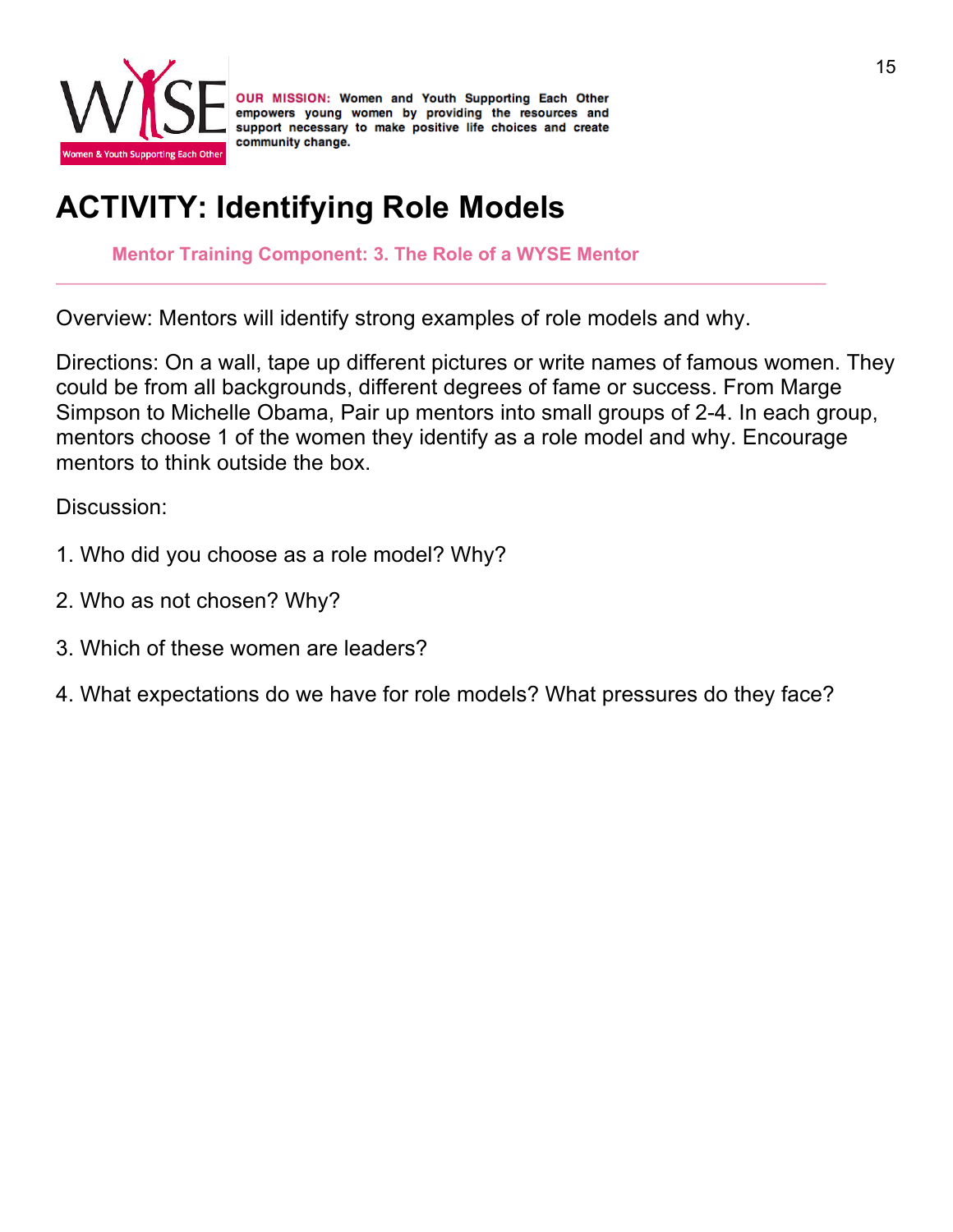WYSE

Women & Youth Supporting Each Other

**OUR MISSION:** Women and Youth Supporting Each Other empowers young women by providing the resources and support necessary to make positive life choices and create community change.

# ACTIVITY: Identifying Role Models

**Mentor Training Component: 3. The Role of a WYSE Mentor**

---

Overview: Mentors will identify strong examples of role models and why.

Directions: On a wall, tape up different pictures or write names of famous women. They could be from all backgrounds, different degrees of fame or success. From Marge Simpson to Michelle Obama, Pair up mentors into small groups of 2-4. In each group, mentors choose 1 of the women they identify as a role model and why. Encourage mentors to think outside the box.

Discussion:

1. Who did you choose as a role model? Why?
2. Who as not chosen? Why?
3. Which of these women are leaders?
4. What expectations do we have for role models? What pressures do they face?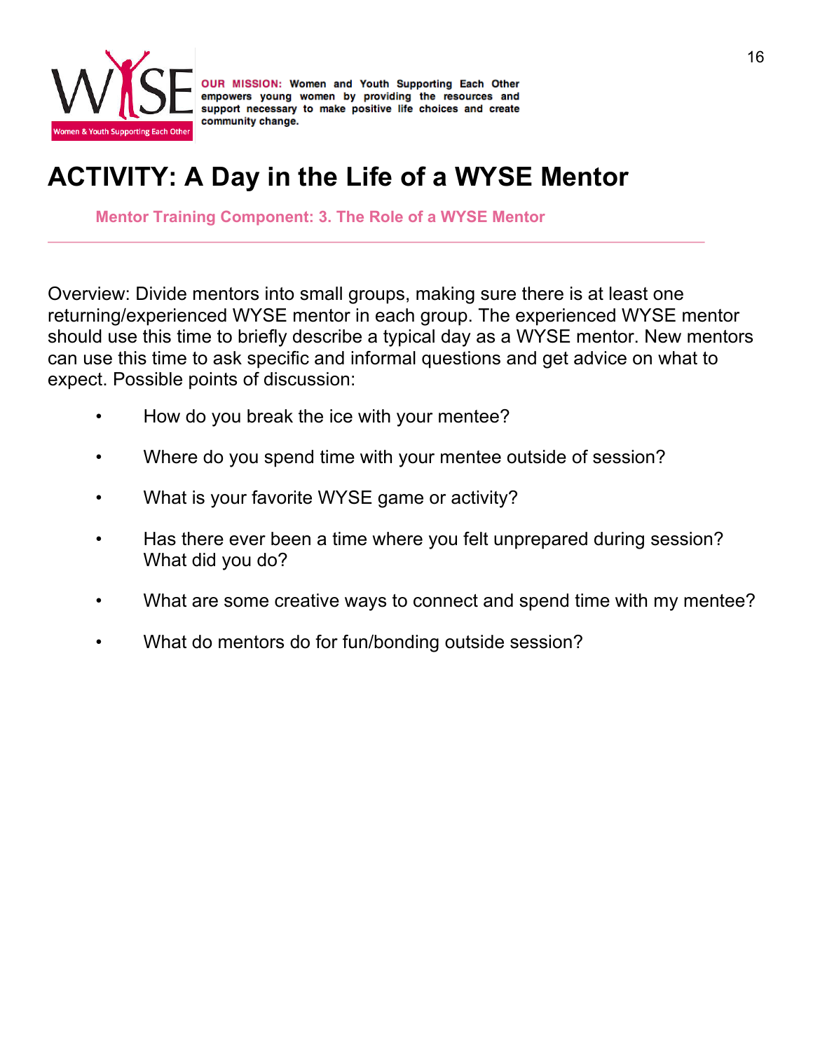WYSE

Women & Youth Supporting Each Other

**OUR MISSION:** **Women and Youth Supporting Each Other empowers young women by providing the resources and support necessary to make positive life choices and create community change.**

# ACTIVITY: A Day in the Life of a WYSE Mentor

**Mentor Training Component: 3. The Role of a WYSE Mentor**

---

Overview: Divide mentors into small groups, making sure there is at least one returning/experienced WYSE mentor in each group. The experienced WYSE mentor should use this time to briefly describe a typical day as a WYSE mentor. New mentors can use this time to ask specific and informal questions and get advice on what to expect. Possible points of discussion:

- How do you break the ice with your mentee?
- Where do you spend time with your mentee outside of session?
- What is your favorite WYSE game or activity?
- Has there ever been a time where you felt unprepared during session? What did you do?
- What are some creative ways to connect and spend time with my mentee?
- What do mentors do for fun/bonding outside session?